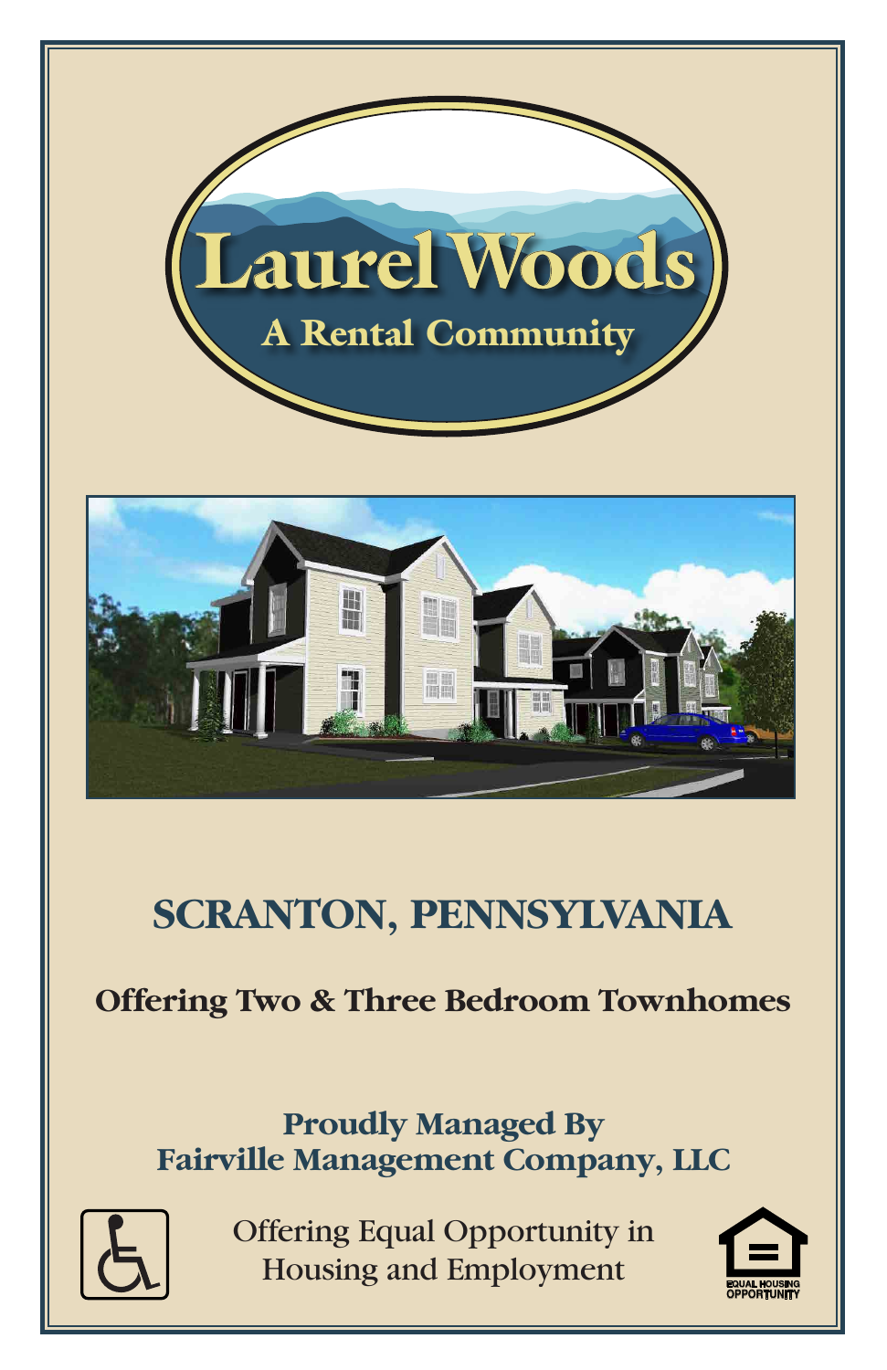# Laurel Woods

## A Rental Community

## SCRANTON, PENNSYLVANIA

**Offering Two & Three Bedroom Townhomes**

**Proudly Managed By**
**Fairville Management Company, LLC**

Offering Equal Opportunity in Housing and Employment

EQUAL HOUSING OPPORTUNITY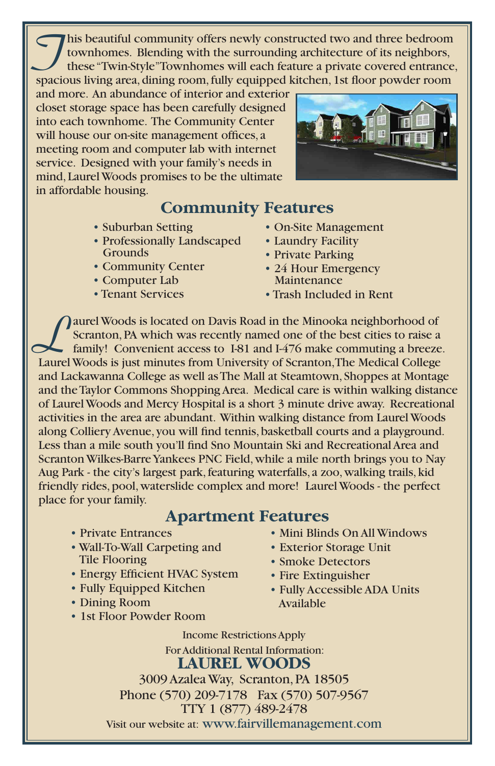This beautiful community offers newly constructed two and three bedroom townhomes. Blending with the surrounding architecture of its neighbors, these "Twin-Style" Townhomes will each feature a private covered entrance, spacious living area, dining room, fully equipped kitchen, 1st floor powder room and more. An abundance of interior and exterior closet storage space has been carefully designed into each townhome. The Community Center will house our on-site management offices, a meeting room and computer lab with internet service. Designed with your family's needs in mind, Laurel Woods promises to be the ultimate in affordable housing.

## Community Features

- Suburban Setting
- Professionally Landscaped Grounds
- Community Center
- Computer Lab
- Tenant Services
- On-Site Management
- Laundry Facility
- Private Parking
- 24 Hour Emergency Maintenance
- Trash Included in Rent

Laurel Woods is located on Davis Road in the Minooka neighborhood of Scranton, PA which was recently named one of the best cities to raise a family! Convenient access to I-81 and I-476 make commuting a breeze. Laurel Woods is just minutes from University of Scranton, The Medical College and Lackawanna College as well as The Mall at Steamtown, Shoppes at Montage and the Taylor Commons Shopping Area. Medical care is within walking distance of Laurel Woods and Mercy Hospital is a short 3 minute drive away. Recreational activities in the area are abundant. Within walking distance from Laurel Woods along Colliery Avenue, you will find tennis, basketball courts and a playground. Less than a mile south you'll find Sno Mountain Ski and Recreational Area and Scranton Wilkes-Barre Yankees PNC Field, while a mile north brings you to Nay Aug Park - the city's largest park, featuring waterfalls, a zoo, walking trails, kid friendly rides, pool, waterslide complex and more! Laurel Woods - the perfect place for your family.

## Apartment Features

- Private Entrances
- Wall-To-Wall Carpeting and Tile Flooring
- Energy Efficient HVAC System
- Fully Equipped Kitchen
- Dining Room
- 1st Floor Powder Room
- Mini Blinds On All Windows
- Exterior Storage Unit
- Smoke Detectors
- Fire Extinguisher
- Fully Accessible ADA Units Available

Income Restrictions Apply

For Additional Rental Information:

**LAUREL WOODS**

3009 Azalea Way, Scranton, PA 18505

Phone (570) 209-7178 Fax (570) 507-9567

TTY 1 (877) 489-2478

Visit our website at: www.fairvillemanagement.com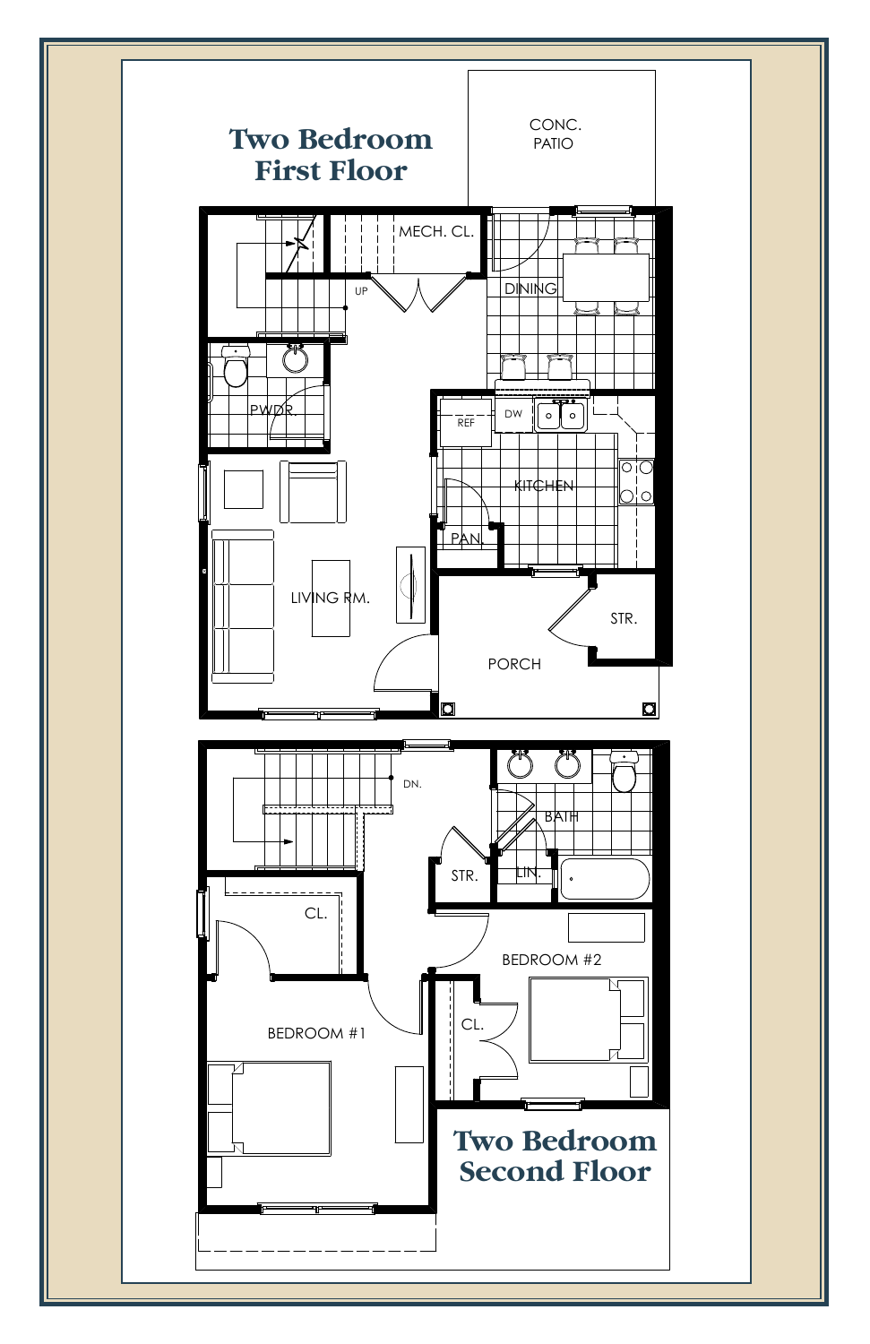# Two Bedroom First Floor

CONC. PATIO

MECH. CL.

UP

DINING

PWDR.

REF

DW

KITCHEN

PAN.

LIVING RM.

STR.

PORCH

# Two Bedroom Second Floor

DN.

BATH

STR.

LIN.

CL.

BEDROOM #2

CL.

BEDROOM #1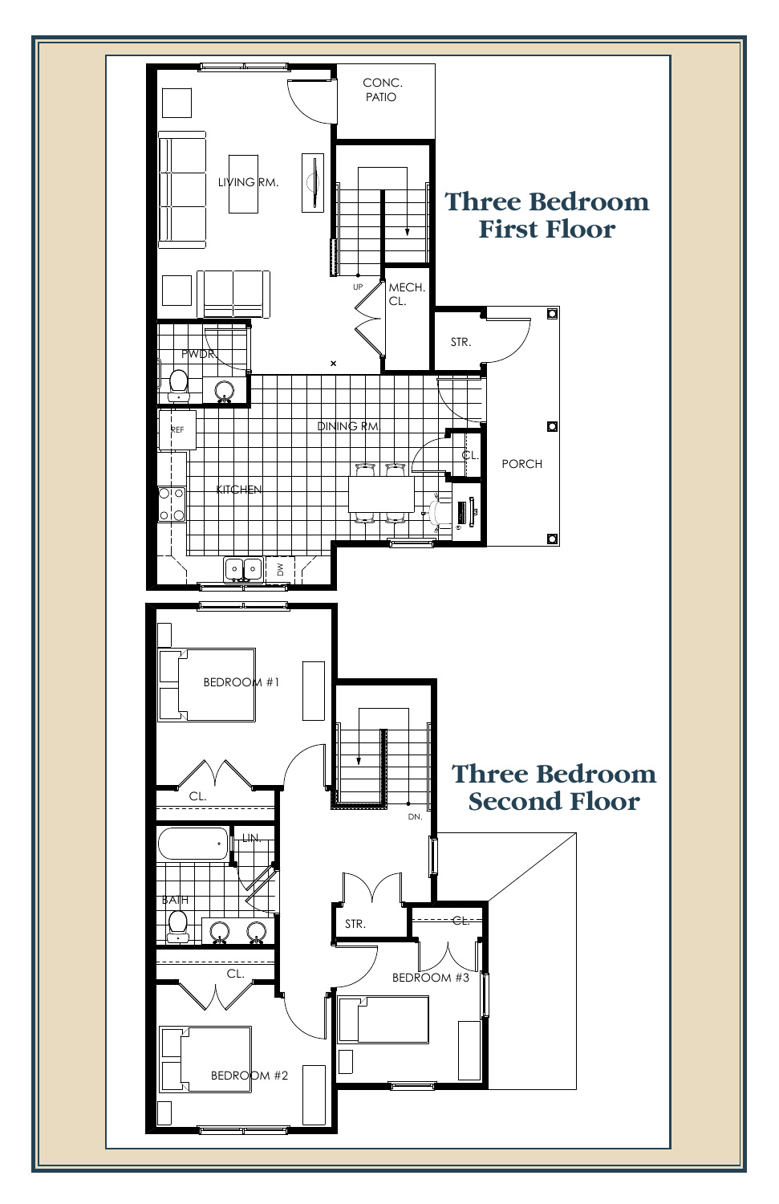# Three Bedroom First Floor

CONC. PATIO

LIVING RM.

UP

MECH. CL.

STR.

PWDR.

DINING RM.

REF

CL.

PORCH

KITCHEN

DW

# Three Bedroom Second Floor

BEDROOM #1

DN.

CL.

LIN.

BATH

STR.

CL.

CL.

BEDROOM #3

BEDROOM #2